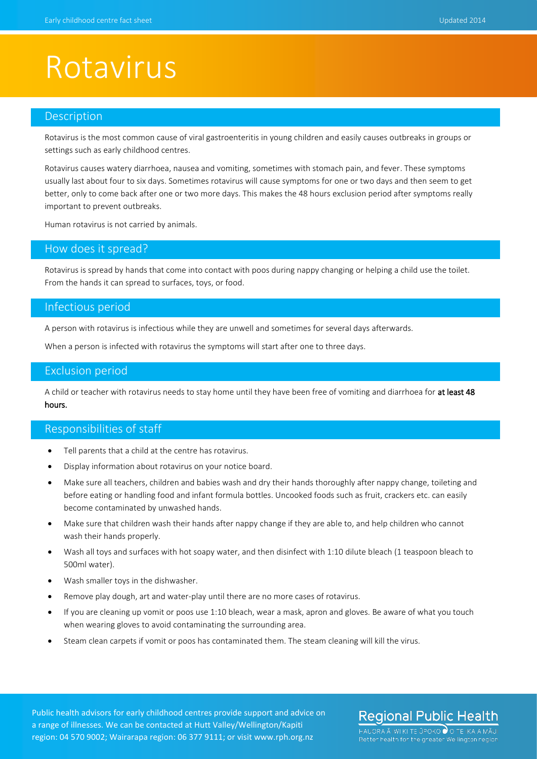# Rotavirus

## Description

Rotavirus is the most common cause of viral gastroenteritis in young children and easily causes outbreaks in groups or settings such as early childhood centres.

Rotavirus causes watery diarrhoea, nausea and vomiting, sometimes with stomach pain, and fever. These symptoms usually last about four to six days. Sometimes rotavirus will cause symptoms for one or two days and then seem to get better, only to come back after one or two more days. This makes the 48 hours exclusion period after symptoms really important to prevent outbreaks.

Human rotavirus is not carried by animals.

## How does it spread?

Rotavirus is spread by hands that come into contact with poos during nappy changing or helping a child use the toilet. From the hands it can spread to surfaces, toys, or food.

## Infectious period

A person with rotavirus is infectious while they are unwell and sometimes for several days afterwards.

When a person is infected with rotavirus the symptoms will start after one to three days.

## Exclusion period

A child or teacher with rotavirus needs to stay home until they have been free of vomiting and diarrhoea for **at least 48 hours.**

## Responsibilities of staff

- Tell parents that a child at the centre has rotavirus.
- Display information about rotavirus on your notice board.
- Make sure all teachers, children and babies wash and dry their hands thoroughly after nappy change, toileting and before eating or handling food and infant formula bottles. Uncooked foods such as fruit, crackers etc. can easily become contaminated by unwashed hands.
- Make sure that children wash their hands after nappy change if they are able to, and help children who cannot wash their hands properly.
- Wash all toys and surfaces with hot soapy water, and then disinfect with 1:10 dilute bleach (1 teaspoon bleach to 500ml water).
- Wash smaller toys in the dishwasher.
- Remove play dough, art and water-play until there are no more cases of rotavirus.
- If you are cleaning up vomit or poos use 1:10 bleach, wear a mask, apron and gloves. Be aware of what you touch when wearing gloves to avoid contaminating the surrounding area.
- Steam clean carpets if vomit or poos has contaminated them. The steam cleaning will kill the virus.

Public health advisors for early childhood centres provide support and advice on a range of illnesses. We can be contacted at Hutt Valley/Wellington/Kapiti region: 04 570 9002; Wairarapa region: 06 377 9111; or visit www.rph.org.nz

Regional Public Health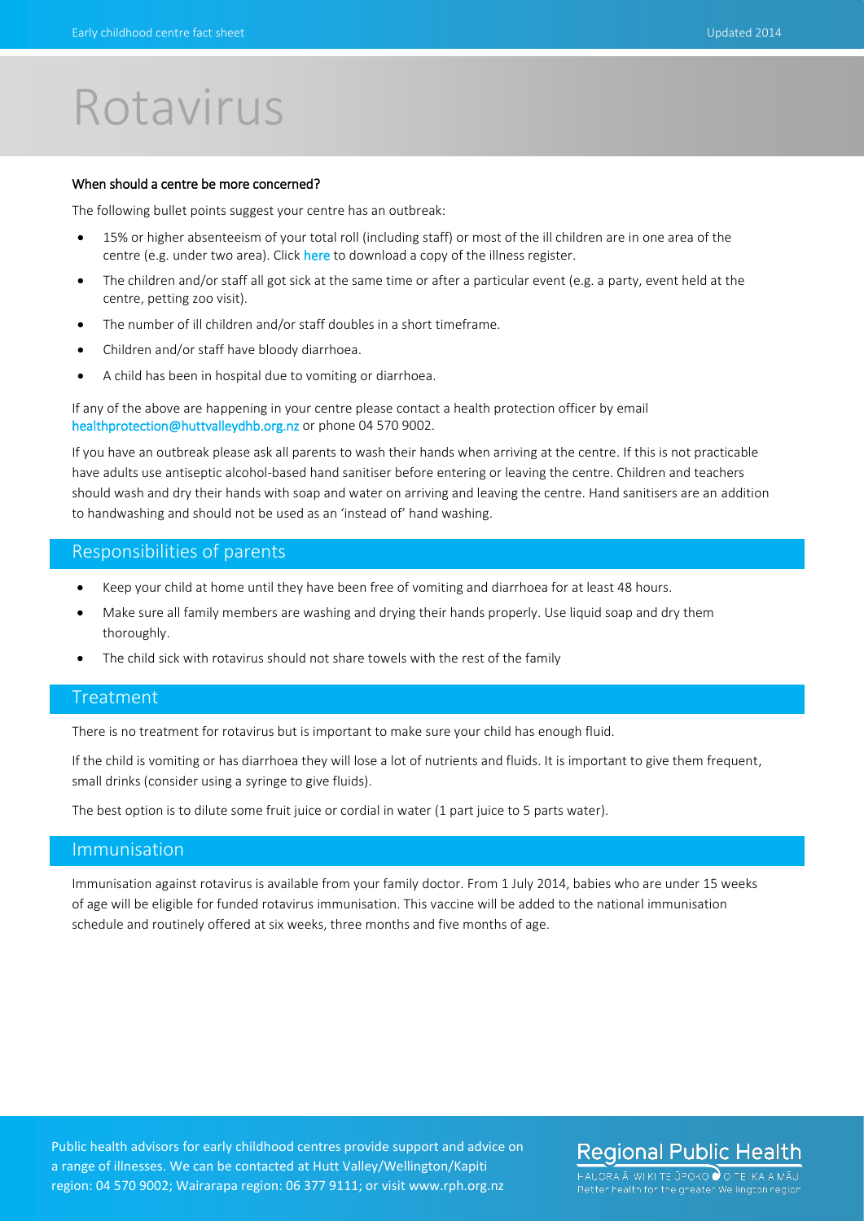# Rotavirus

**When should a centre be more concerned?**

The following bullet points suggest your centre has an outbreak:

- 15% or higher absenteeism of your total roll (including staff) or most of the ill children are in one area of the centre (e.g. under two area). Click here to download a copy of the illness register.
- The children and/or staff all got sick at the same time or after a particular event (e.g. a party, event held at the centre, petting zoo visit).
- The number of ill children and/or staff doubles in a short timeframe.
- Children and/or staff have bloody diarrhoea.
- A child has been in hospital due to vomiting or diarrhoea.

If any of the above are happening in your centre please contact a health protection officer by email healthprotection@huttvalleydhb.org.nz or phone 04 570 9002.

If you have an outbreak please ask all parents to wash their hands when arriving at the centre. If this is not practicable have adults use antiseptic alcohol-based hand sanitiser before entering or leaving the centre. Children and teachers should wash and dry their hands with soap and water on arriving and leaving the centre. Hand sanitisers are an addition to handwashing and should not be used as an 'instead of' hand washing.

## Responsibilities of parents

- Keep your child at home until they have been free of vomiting and diarrhoea for at least 48 hours.
- Make sure all family members are washing and drying their hands properly. Use liquid soap and dry them thoroughly.
- The child sick with rotavirus should not share towels with the rest of the family

## Treatment

There is no treatment for rotavirus but is important to make sure your child has enough fluid.

If the child is vomiting or has diarrhoea they will lose a lot of nutrients and fluids. It is important to give them frequent, small drinks (consider using a syringe to give fluids).

The best option is to dilute some fruit juice or cordial in water (1 part juice to 5 parts water).

## Immunisation

Immunisation against rotavirus is available from your family doctor. From 1 July 2014, babies who are under 15 weeks of age will be eligible for funded rotavirus immunisation. This vaccine will be added to the national immunisation schedule and routinely offered at six weeks, three months and five months of age.

Public health advisors for early childhood centres provide support and advice on a range of illnesses. We can be contacted at Hutt Valley/Wellington/Kapiti region: 04 570 9002; Wairarapa region: 06 377 9111; or visit www.rph.org.nz

Regional Public Health

HAUORA Ā IWI KI TE ŪPOKO O TE IKA A MĀUI
Better health for the greater Wellington region